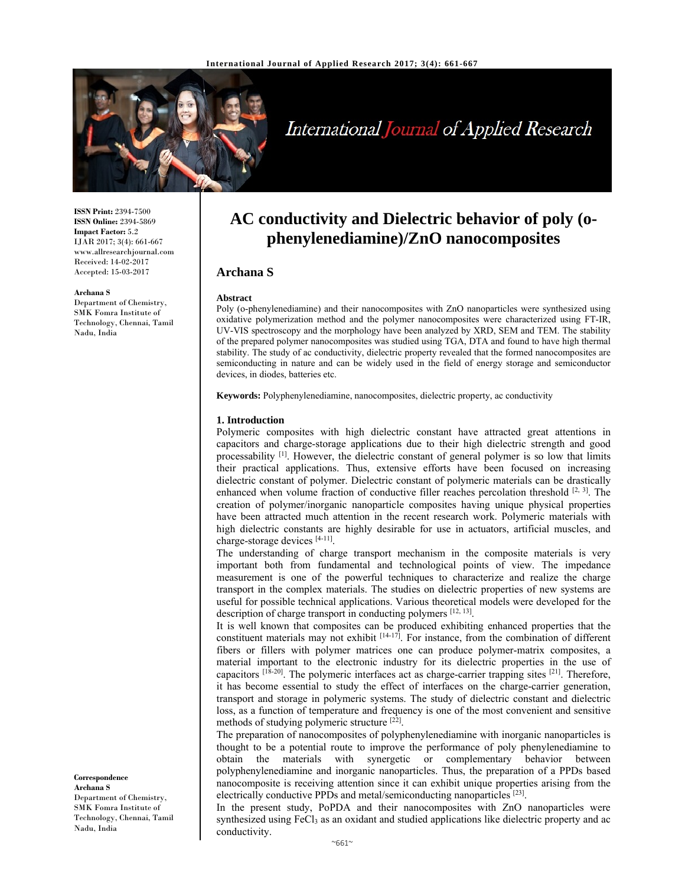**ISSN Print:** 2394-7500
**ISSN Online:** 2394-5869
**Impact Factor:** 5.2
IJAR 2017; 3(4): 661-667
www.allresearchjournal.com
Received: 14-02-2017
Accepted: 15-03-2017

**Archana S**
Department of Chemistry, SMK Fomra Institute of Technology, Chennai, Tamil Nadu, India

**Correspondence**
**Archana S**
Department of Chemistry, SMK Fomra Institute of Technology, Chennai, Tamil Nadu, India

# AC conductivity and Dielectric behavior of poly (o-phenylenediamine)/ZnO nanocomposites

## Archana S

### Abstract

Poly (o-phenylenediamine) and their nanocomposites with ZnO nanoparticles were synthesized using oxidative polymerization method and the polymer nanocomposites were characterized using FT-IR, UV-VIS spectroscopy and the morphology have been analyzed by XRD, SEM and TEM. The stability of the prepared polymer nanocomposites was studied using TGA, DTA and found to have high thermal stability. The study of ac conductivity, dielectric property revealed that the formed nanocomposites are semiconducting in nature and can be widely used in the field of energy storage and semiconductor devices, in diodes, batteries etc.

**Keywords:** Polyphenylenediamine, nanocomposites, dielectric property, ac conductivity

### 1. Introduction

Polymeric composites with high dielectric constant have attracted great attentions in capacitors and charge-storage applications due to their high dielectric strength and good processability [1]. However, the dielectric constant of general polymer is so low that limits their practical applications. Thus, extensive efforts have been focused on increasing dielectric constant of polymer. Dielectric constant of polymeric materials can be drastically enhanced when volume fraction of conductive filler reaches percolation threshold [2, 3]. The creation of polymer/inorganic nanoparticle composites having unique physical properties have been attracted much attention in the recent research work. Polymeric materials with high dielectric constants are highly desirable for use in actuators, artificial muscles, and charge-storage devices [4-11].

The understanding of charge transport mechanism in the composite materials is very important both from fundamental and technological points of view. The impedance measurement is one of the powerful techniques to characterize and realize the charge transport in the complex materials. The studies on dielectric properties of new systems are useful for possible technical applications. Various theoretical models were developed for the description of charge transport in conducting polymers [12, 13].

It is well known that composites can be produced exhibiting enhanced properties that the constituent materials may not exhibit [14-17]. For instance, from the combination of different fibers or fillers with polymer matrices one can produce polymer-matrix composites, a material important to the electronic industry for its dielectric properties in the use of capacitors [18-20]. The polymeric interfaces act as charge-carrier trapping sites [21]. Therefore, it has become essential to study the effect of interfaces on the charge-carrier generation, transport and storage in polymeric systems. The study of dielectric constant and dielectric loss, as a function of temperature and frequency is one of the most convenient and sensitive methods of studying polymeric structure [22].

The preparation of nanocomposites of polyphenylenediamine with inorganic nanoparticles is thought to be a potential route to improve the performance of poly phenylenediamine to obtain the materials with synergetic or complementary behavior between polyphenylenediamine and inorganic nanoparticles. Thus, the preparation of a PPDs based nanocomposite is receiving attention since it can exhibit unique properties arising from the electrically conductive PPDs and metal/semiconducting nanoparticles [23].

In the present study, PoPDA and their nanocomposites with ZnO nanoparticles were synthesized using $FeCl_3$ as an oxidant and studied applications like dielectric property and ac conductivity.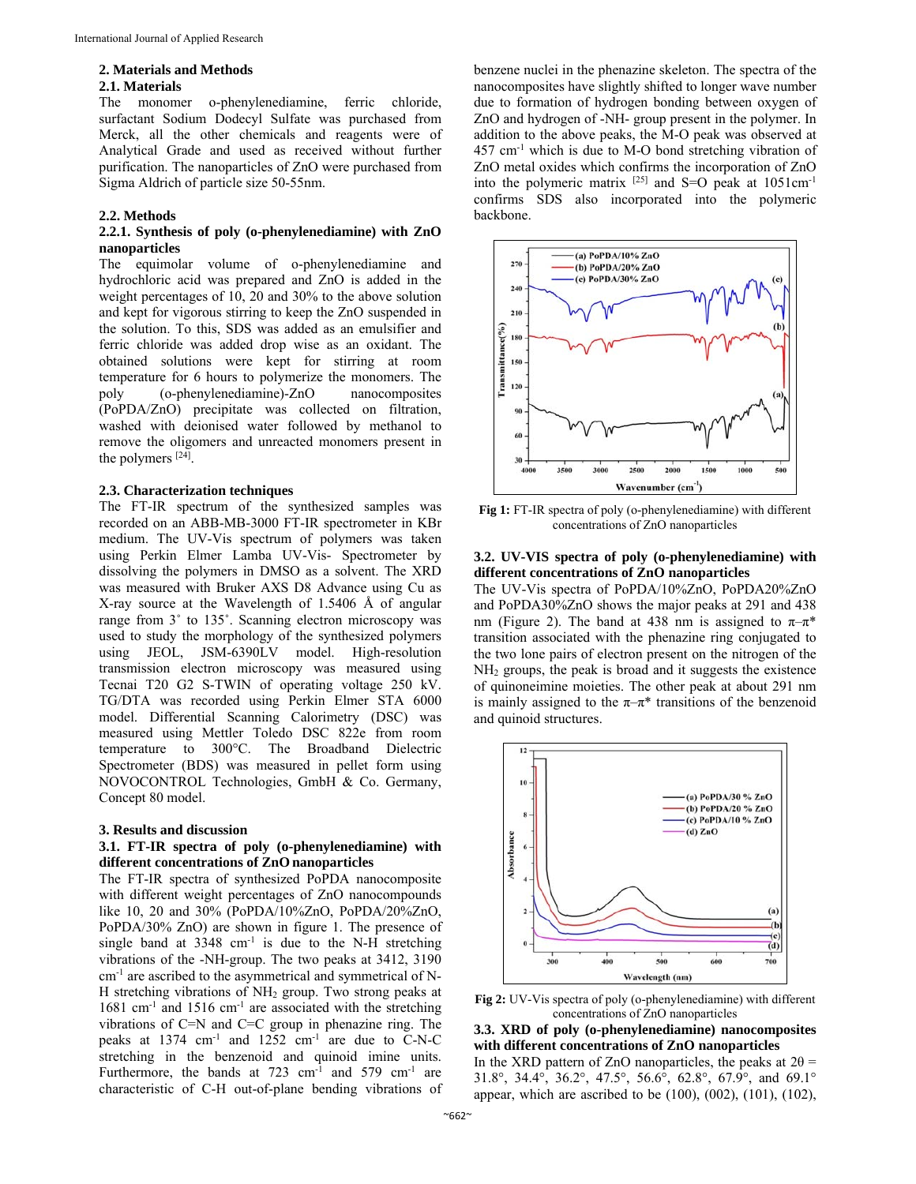## 2. Materials and Methods

### 2.1. Materials

The monomer o-phenylenediamine, ferric chloride, surfactant Sodium Dodecyl Sulfate was purchased from Merck, all the other chemicals and reagents were of Analytical Grade and used as received without further purification. The nanoparticles of ZnO were purchased from Sigma Aldrich of particle size 50-55nm.

### 2.2. Methods

#### 2.2.1. Synthesis of poly (o-phenylenediamine) with ZnO nanoparticles

The equimolar volume of o-phenylenediamine and hydrochloric acid was prepared and ZnO is added in the weight percentages of 10, 20 and 30% to the above solution and kept for vigorous stirring to keep the ZnO suspended in the solution. To this, SDS was added as an emulsifier and ferric chloride was added drop wise as an oxidant. The obtained solutions were kept for stirring at room temperature for 6 hours to polymerize the monomers. The poly (o-phenylenediamine)-ZnO nanocomposites (PoPDA/ZnO) precipitate was collected on filtration, washed with deionised water followed by methanol to remove the oligomers and unreacted monomers present in the polymers [24].

### 2.3. Characterization techniques

The FT-IR spectrum of the synthesized samples was recorded on an ABB-MB-3000 FT-IR spectrometer in KBr medium. The UV-Vis spectrum of polymers was taken using Perkin Elmer Lamba UV-Vis- Spectrometer by dissolving the polymers in DMSO as a solvent. The XRD was measured with Bruker AXS D8 Advance using Cu as X-ray source at the Wavelength of 1.5406 Å of angular range from 3˚ to 135˚. Scanning electron microscopy was used to study the morphology of the synthesized polymers using JEOL, JSM-6390LV model. High-resolution transmission electron microscopy was measured using Tecnai T20 G2 S-TWIN of operating voltage 250 kV. TG/DTA was recorded using Perkin Elmer STA 6000 model. Differential Scanning Calorimetry (DSC) was measured using Mettler Toledo DSC 822e from room temperature to 300°C. The Broadband Dielectric Spectrometer (BDS) was measured in pellet form using NOVOCONTROL Technologies, GmbH & Co. Germany, Concept 80 model.

## 3. Results and discussion

### 3.1. FT-IR spectra of poly (o-phenylenediamine) with different concentrations of ZnO nanoparticles

The FT-IR spectra of synthesized PoPDA nanocomposite with different weight percentages of ZnO nanocompounds like 10, 20 and 30% (PoPDA/10%ZnO, PoPDA/20%ZnO, PoPDA/30% ZnO) are shown in figure 1. The presence of single band at 3348 $cm^{-1}$ is due to the N-H stretching vibrations of the -NH-group. The two peaks at 3412, 3190 $cm^{-1}$ are ascribed to the asymmetrical and symmetrical of N-H stretching vibrations of $NH_2$ group. Two strong peaks at 1681 $cm^{-1}$ and 1516 $cm^{-1}$ are associated with the stretching vibrations of C=N and C=C group in phenazine ring. The peaks at 1374 $cm^{-1}$ and 1252 $cm^{-1}$ are due to C-N-C stretching in the benzenoid and quinoid imine units. Furthermore, the bands at 723 $cm^{-1}$ and 579 $cm^{-1}$ are characteristic of C-H out-of-plane bending vibrations of benzene nuclei in the phenazine skeleton. The spectra of the nanocomposites have slightly shifted to longer wave number due to formation of hydrogen bonding between oxygen of ZnO and hydrogen of -NH- group present in the polymer. In addition to the above peaks, the M-O peak was observed at 457 $cm^{-1}$ which is due to M-O bond stretching vibration of ZnO metal oxides which confirms the incorporation of ZnO into the polymeric matrix [25] and S=O peak at 1051$cm^{-1}$ confirms SDS also incorporated into the polymeric backbone.

Fig 1: FT-IR spectra of poly (o-phenylenediamine) with different concentrations of ZnO nanoparticles

### 3.2. UV-VIS spectra of poly (o-phenylenediamine) with different concentrations of ZnO nanoparticles

The UV-Vis spectra of PoPDA/10%ZnO, PoPDA20%ZnO and PoPDA30%ZnO shows the major peaks at 291 and 438 nm (Figure 2). The band at 438 nm is assigned to $\pi$–$\pi^*$ transition associated with the phenazine ring conjugated to the two lone pairs of electron present on the nitrogen of the $NH_2$ groups, the peak is broad and it suggests the existence of quinoneimine moieties. The other peak at about 291 nm is mainly assigned to the $\pi$–$\pi^*$ transitions of the benzenoid and quinoid structures.

Fig 2: UV-Vis spectra of poly (o-phenylenediamine) with different concentrations of ZnO nanoparticles

### 3.3. XRD of poly (o-phenylenediamine) nanocomposites with different concentrations of ZnO nanoparticles

In the XRD pattern of ZnO nanoparticles, the peaks at 2θ = 31.8°, 34.4°, 36.2°, 47.5°, 56.6°, 62.8°, 67.9°, and 69.1° appear, which are ascribed to be (100), (002), (101), (102),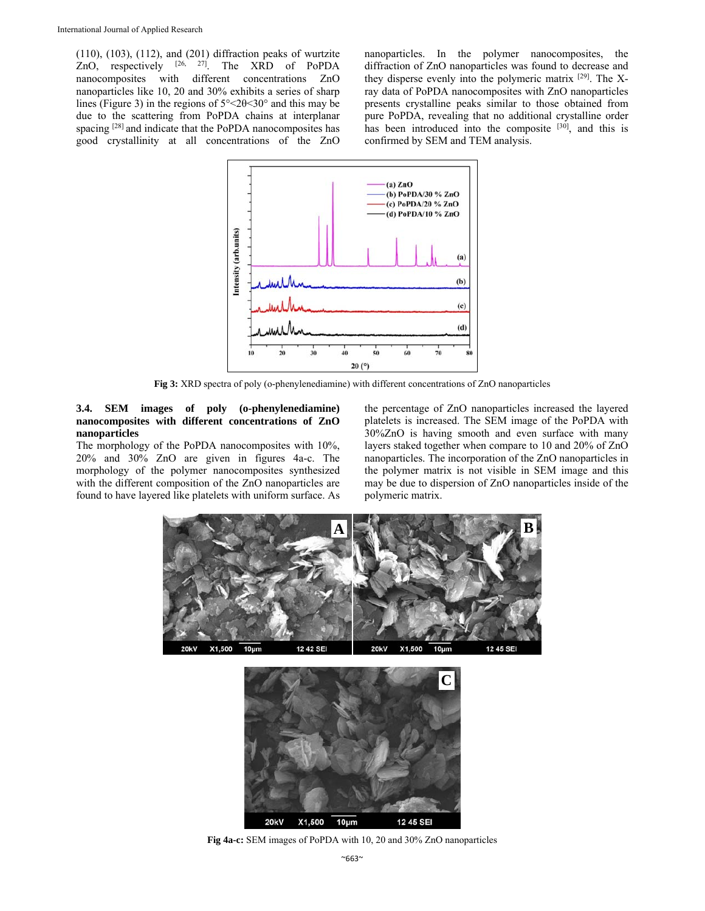(110), (103), (112), and (201) diffraction peaks of wurtzite ZnO, respectively [26, 27]. The XRD of PoPDA nanocomposites with different concentrations ZnO nanoparticles like 10, 20 and 30% exhibits a series of sharp lines (Figure 3) in the regions of $5° < 2\theta < 30°$ and this may be due to the scattering from PoPDA chains at interplanar spacing [28] and indicate that the PoPDA nanocomposites has good crystallinity at all concentrations of the ZnO nanoparticles. In the polymer nanocomposites, the diffraction of ZnO nanoparticles was found to decrease and they disperse evenly into the polymeric matrix [29]. The X-ray data of PoPDA nanocomposites with ZnO nanoparticles presents crystalline peaks similar to those obtained from pure PoPDA, revealing that no additional crystalline order has been introduced into the composite [30], and this is confirmed by SEM and TEM analysis.

**Fig 3:** XRD spectra of poly (o-phenylenediamine) with different concentrations of ZnO nanoparticles

### 3.4. SEM images of poly (o-phenylenediamine) nanocomposites with different concentrations of ZnO nanoparticles

The morphology of the PoPDA nanocomposites with 10%, 20% and 30% ZnO are given in figures 4a-c. The morphology of the polymer nanocomposites synthesized with the different composition of the ZnO nanoparticles are found to have layered like platelets with uniform surface. As the percentage of ZnO nanoparticles increased the layered platelets is increased. The SEM image of the PoPDA with 30%ZnO is having smooth and even surface with many layers staked together when compare to 10 and 20% of ZnO nanoparticles. The incorporation of the ZnO nanoparticles in the polymer matrix is not visible in SEM image and this may be due to dispersion of ZnO nanoparticles inside of the polymeric matrix.

**Fig 4a-c:** SEM images of PoPDA with 10, 20 and 30% ZnO nanoparticles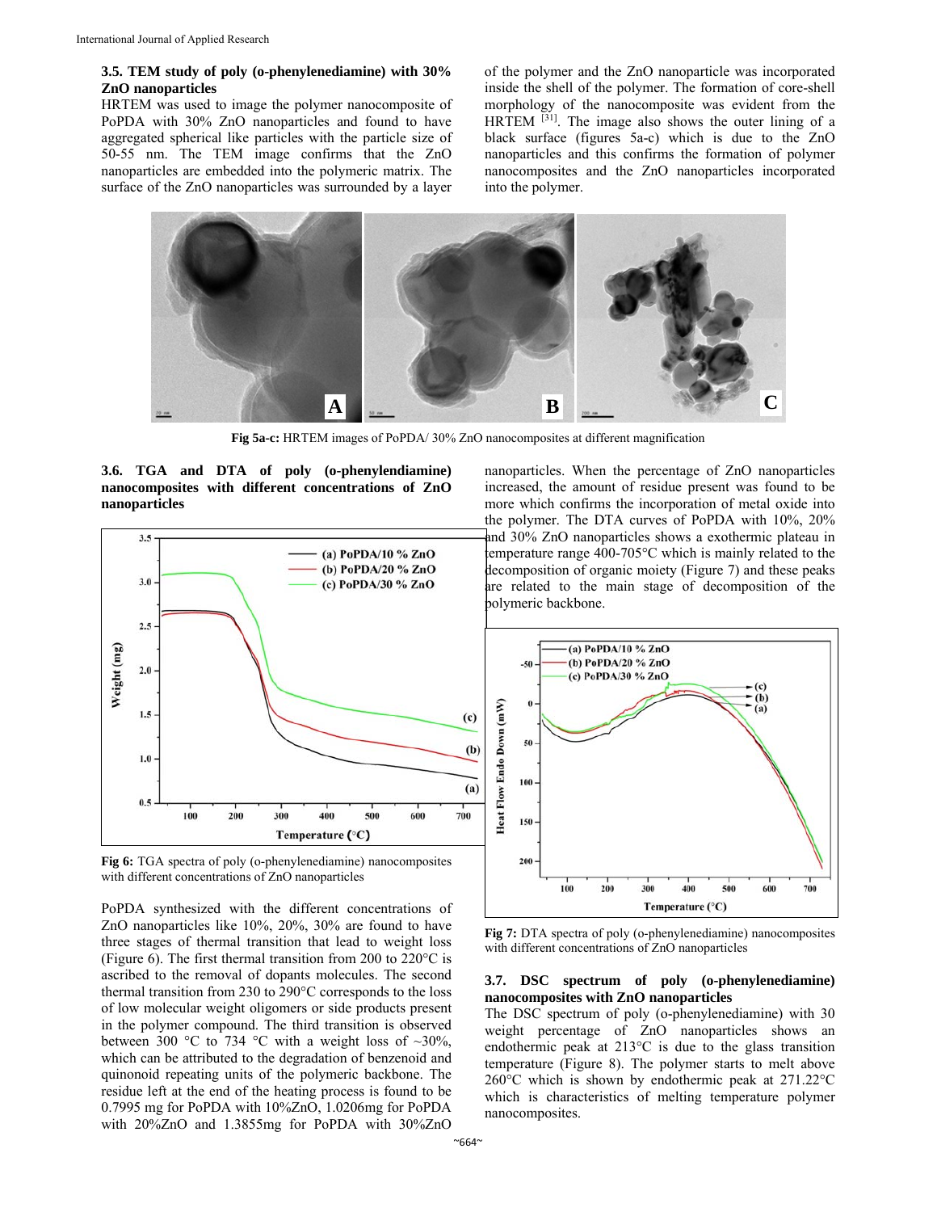### 3.5. TEM study of poly (o-phenylenediamine) with 30% ZnO nanoparticles

HRTEM was used to image the polymer nanocomposite of PoPDA with 30% ZnO nanoparticles and found to have aggregated spherical like particles with the particle size of 50-55 nm. The TEM image confirms that the ZnO nanoparticles are embedded into the polymeric matrix. The surface of the ZnO nanoparticles was surrounded by a layer of the polymer and the ZnO nanoparticle was incorporated inside the shell of the polymer. The formation of core-shell morphology of the nanocomposite was evident from the HRTEM [31]. The image also shows the outer lining of a black surface (figures 5a-c) which is due to the ZnO nanoparticles and this confirms the formation of polymer nanocomposites and the ZnO nanoparticles incorporated into the polymer.

**Fig 5a-c:** HRTEM images of PoPDA/ 30% ZnO nanocomposites at different magnification

### 3.6. TGA and DTA of poly (o-phenylendiamine) nanocomposites with different concentrations of ZnO nanoparticles

**Fig 6:** TGA spectra of poly (o-phenylenediamine) nanocomposites with different concentrations of ZnO nanoparticles

PoPDA synthesized with the different concentrations of ZnO nanoparticles like 10%, 20%, 30% are found to have three stages of thermal transition that lead to weight loss (Figure 6). The first thermal transition from 200 to 220°C is ascribed to the removal of dopants molecules. The second thermal transition from 230 to 290°C corresponds to the loss of low molecular weight oligomers or side products present in the polymer compound. The third transition is observed between 300 °C to 734 °C with a weight loss of ~30%, which can be attributed to the degradation of benzenoid and quinonoid repeating units of the polymeric backbone. The residue left at the end of the heating process is found to be 0.7995 mg for PoPDA with 10%ZnO, 1.0206mg for PoPDA with 20%ZnO and 1.3855mg for PoPDA with 30%ZnO nanoparticles. When the percentage of ZnO nanoparticles increased, the amount of residue present was found to be more which confirms the incorporation of metal oxide into the polymer. The DTA curves of PoPDA with 10%, 20% and 30% ZnO nanoparticles shows a exothermic plateau in temperature range 400-705°C which is mainly related to the decomposition of organic moiety (Figure 7) and these peaks are related to the main stage of decomposition of the polymeric backbone.

**Fig 7:** DTA spectra of poly (o-phenylenediamine) nanocomposites with different concentrations of ZnO nanoparticles

### 3.7. DSC spectrum of poly (o-phenylenediamine) nanocomposites with ZnO nanoparticles

The DSC spectrum of poly (o-phenylenediamine) with 30 weight percentage of ZnO nanoparticles shows an endothermic peak at 213°C is due to the glass transition temperature (Figure 8). The polymer starts to melt above 260°C which is shown by endothermic peak at 271.22°C which is characteristics of melting temperature polymer nanocomposites.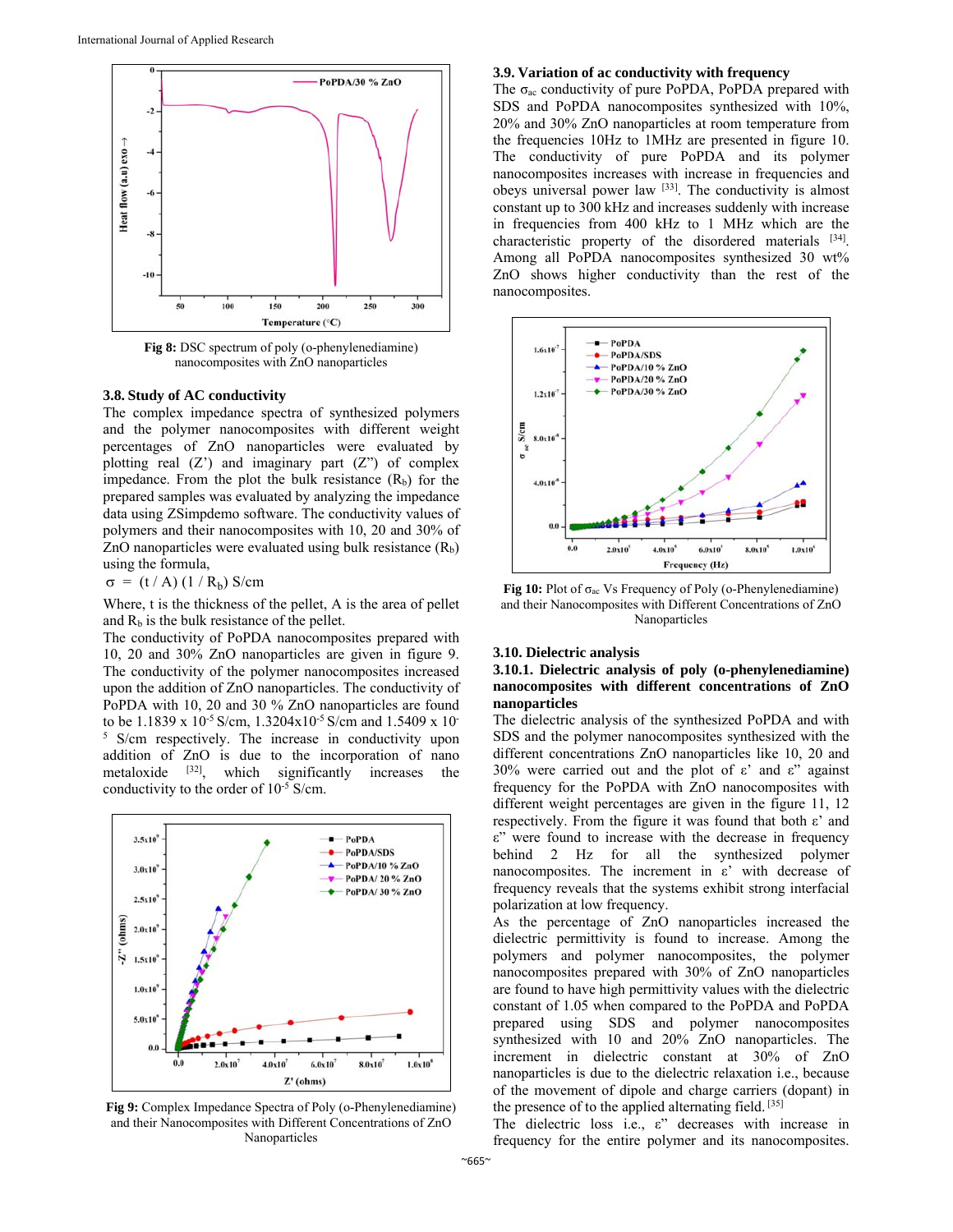Fig 8: DSC spectrum of poly (o-phenylenediamine) nanocomposites with ZnO nanoparticles

### 3.8. Study of AC conductivity

The complex impedance spectra of synthesized polymers and the polymer nanocomposites with different weight percentages of ZnO nanoparticles were evaluated by plotting real (Z') and imaginary part (Z") of complex impedance. From the plot the bulk resistance ($R_b$) for the prepared samples was evaluated by analyzing the impedance data using ZSimpdemo software. The conductivity values of polymers and their nanocomposites with 10, 20 and 30% of ZnO nanoparticles were evaluated using bulk resistance ($R_b$) using the formula,

$$\sigma = (t / A)(1 / R_b) \text{ S/cm}$$

Where, t is the thickness of the pellet, A is the area of pellet and $R_b$ is the bulk resistance of the pellet.

The conductivity of PoPDA nanocomposites prepared with 10, 20 and 30% ZnO nanoparticles are given in figure 9. The conductivity of the polymer nanocomposites increased upon the addition of ZnO nanoparticles. The conductivity of PoPDA with 10, 20 and 30 % ZnO nanoparticles are found to be $1.1839 \times 10^{-5}$ S/cm, $1.3204 \times 10^{-5}$ S/cm and $1.5409 \times 10^{-5}$ S/cm respectively. The increase in conductivity upon addition of ZnO is due to the incorporation of nano metaloxide [32], which significantly increases the conductivity to the order of $10^{-5}$ S/cm.

Fig 9: Complex Impedance Spectra of Poly (o-Phenylenediamine) and their Nanocomposites with Different Concentrations of ZnO Nanoparticles

### 3.9. Variation of ac conductivity with frequency

The $\sigma_{ac}$ conductivity of pure PoPDA, PoPDA prepared with SDS and PoPDA nanocomposites synthesized with 10%, 20% and 30% ZnO nanoparticles at room temperature from the frequencies 10Hz to 1MHz are presented in figure 10. The conductivity of pure PoPDA and its polymer nanocomposites increases with increase in frequencies and obeys universal power law [33]. The conductivity is almost constant up to 300 kHz and increases suddenly with increase in frequencies from 400 kHz to 1 MHz which are the characteristic property of the disordered materials [34]. Among all PoPDA nanocomposites synthesized 30 wt% ZnO shows higher conductivity than the rest of the nanocomposites.

Fig 10: Plot of $\sigma_{ac}$ Vs Frequency of Poly (o-Phenylenediamine) and their Nanocomposites with Different Concentrations of ZnO Nanoparticles

### 3.10. Dielectric analysis

#### 3.10.1. Dielectric analysis of poly (o-phenylenediamine) nanocomposites with different concentrations of ZnO nanoparticles

The dielectric analysis of the synthesized PoPDA and with SDS and the polymer nanocomposites synthesized with the different concentrations ZnO nanoparticles like 10, 20 and 30% were carried out and the plot of ε' and ε" against frequency for the PoPDA with ZnO nanocomposites with different weight percentages are given in the figure 11, 12 respectively. From the figure it was found that both ε' and ε" were found to increase with the decrease in frequency behind 2 Hz for all the synthesized polymer nanocomposites. The increment in ε' with decrease of frequency reveals that the systems exhibit strong interfacial polarization at low frequency.

As the percentage of ZnO nanoparticles increased the dielectric permittivity is found to increase. Among the polymers and polymer nanocomposites, the polymer nanocomposites prepared with 30% of ZnO nanoparticles are found to have high permittivity values with the dielectric constant of 1.05 when compared to the PoPDA and PoPDA prepared using SDS and polymer nanocomposites synthesized with 10 and 20% ZnO nanoparticles. The increment in dielectric constant at 30% of ZnO nanoparticles is due to the dielectric relaxation i.e., because of the movement of dipole and charge carriers (dopant) in the presence of to the applied alternating field. [35]

The dielectric loss i.e., ε" decreases with increase in frequency for the entire polymer and its nanocomposites.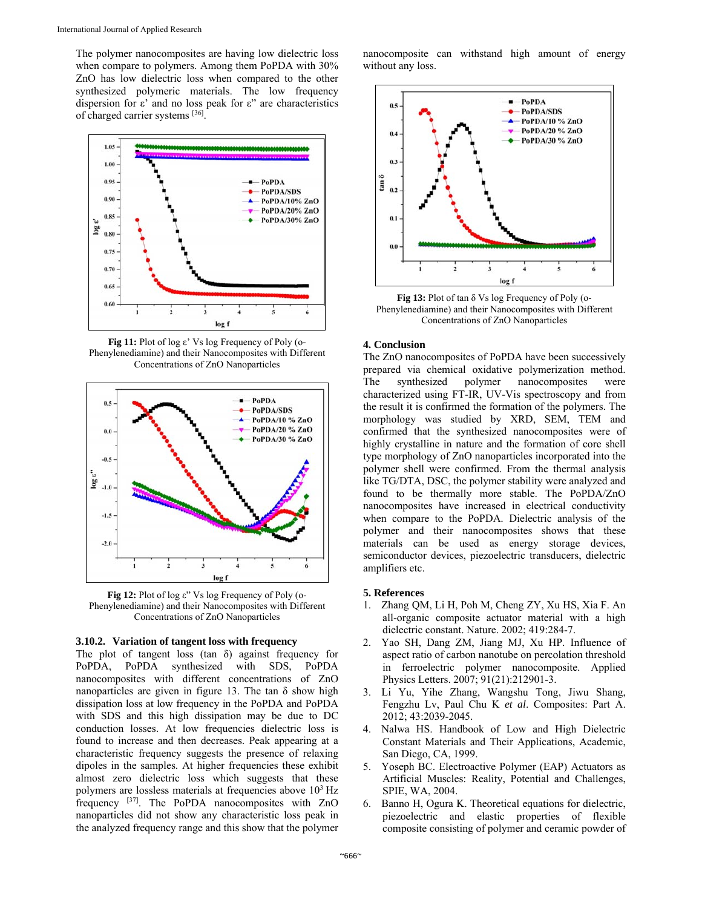The polymer nanocomposites are having low dielectric loss when compare to polymers. Among them PoPDA with 30% ZnO has low dielectric loss when compared to the other synthesized polymeric materials. The low frequency dispersion for ε' and no loss peak for ε" are characteristics of charged carrier systems [36].

Fig 11: Plot of log ε' Vs log Frequency of Poly (o-Phenylenediamine) and their Nanocomposites with Different Concentrations of ZnO Nanoparticles

Fig 12: Plot of log ε" Vs log Frequency of Poly (o-Phenylenediamine) and their Nanocomposites with Different Concentrations of ZnO Nanoparticles

### 3.10.2. Variation of tangent loss with frequency

The plot of tangent loss (tan δ) against frequency for PoPDA, PoPDA synthesized with SDS, PoPDA nanocomposites with different concentrations of ZnO nanoparticles are given in figure 13. The tan δ show high dissipation loss at low frequency in the PoPDA and PoPDA with SDS and this high dissipation may be due to DC conduction losses. At low frequencies dielectric loss is found to increase and then decreases. Peak appearing at a characteristic frequency suggests the presence of relaxing dipoles in the samples. At higher frequencies these exhibit almost zero dielectric loss which suggests that these polymers are lossless materials at frequencies above $10^3$ Hz frequency [37]. The PoPDA nanocomposites with ZnO nanoparticles did not show any characteristic loss peak in the analyzed frequency range and this show that the polymer nanocomposite can withstand high amount of energy without any loss.

Fig 13: Plot of tan δ Vs log Frequency of Poly (o-Phenylenediamine) and their Nanocomposites with Different Concentrations of ZnO Nanoparticles

## 4. Conclusion

The ZnO nanocomposites of PoPDA have been successively prepared via chemical oxidative polymerization method. The synthesized polymer nanocomposites were characterized using FT-IR, UV-Vis spectroscopy and from the result it is confirmed the formation of the polymers. The morphology was studied by XRD, SEM, TEM and confirmed that the synthesized nanocomposites were of highly crystalline in nature and the formation of core shell type morphology of ZnO nanoparticles incorporated into the polymer shell were confirmed. From the thermal analysis like TG/DTA, DSC, the polymer stability were analyzed and found to be thermally more stable. The PoPDA/ZnO nanocomposites have increased in electrical conductivity when compare to the PoPDA. Dielectric analysis of the polymer and their nanocomposites shows that these materials can be used as energy storage devices, semiconductor devices, piezoelectric transducers, dielectric amplifiers etc.

## 5. References

1. Zhang QM, Li H, Poh M, Cheng ZY, Xu HS, Xia F. An all-organic composite actuator material with a high dielectric constant. Nature. 2002; 419:284-7.
2. Yao SH, Dang ZM, Jiang MJ, Xu HP. Influence of aspect ratio of carbon nanotube on percolation threshold in ferroelectric polymer nanocomposite. Applied Physics Letters. 2007; 91(21):212901-3.
3. Li Yu, Yihe Zhang, Wangshu Tong, Jiwu Shang, Fengzhu Lv, Paul Chu K *et al*. Composites: Part A. 2012; 43:2039-2045.
4. Nalwa HS. Handbook of Low and High Dielectric Constant Materials and Their Applications, Academic, San Diego, CA, 1999.
5. Yoseph BC. Electroactive Polymer (EAP) Actuators as Artificial Muscles: Reality, Potential and Challenges, SPIE, WA, 2004.
6. Banno H, Ogura K. Theoretical equations for dielectric, piezoelectric and elastic properties of flexible composite consisting of polymer and ceramic powder of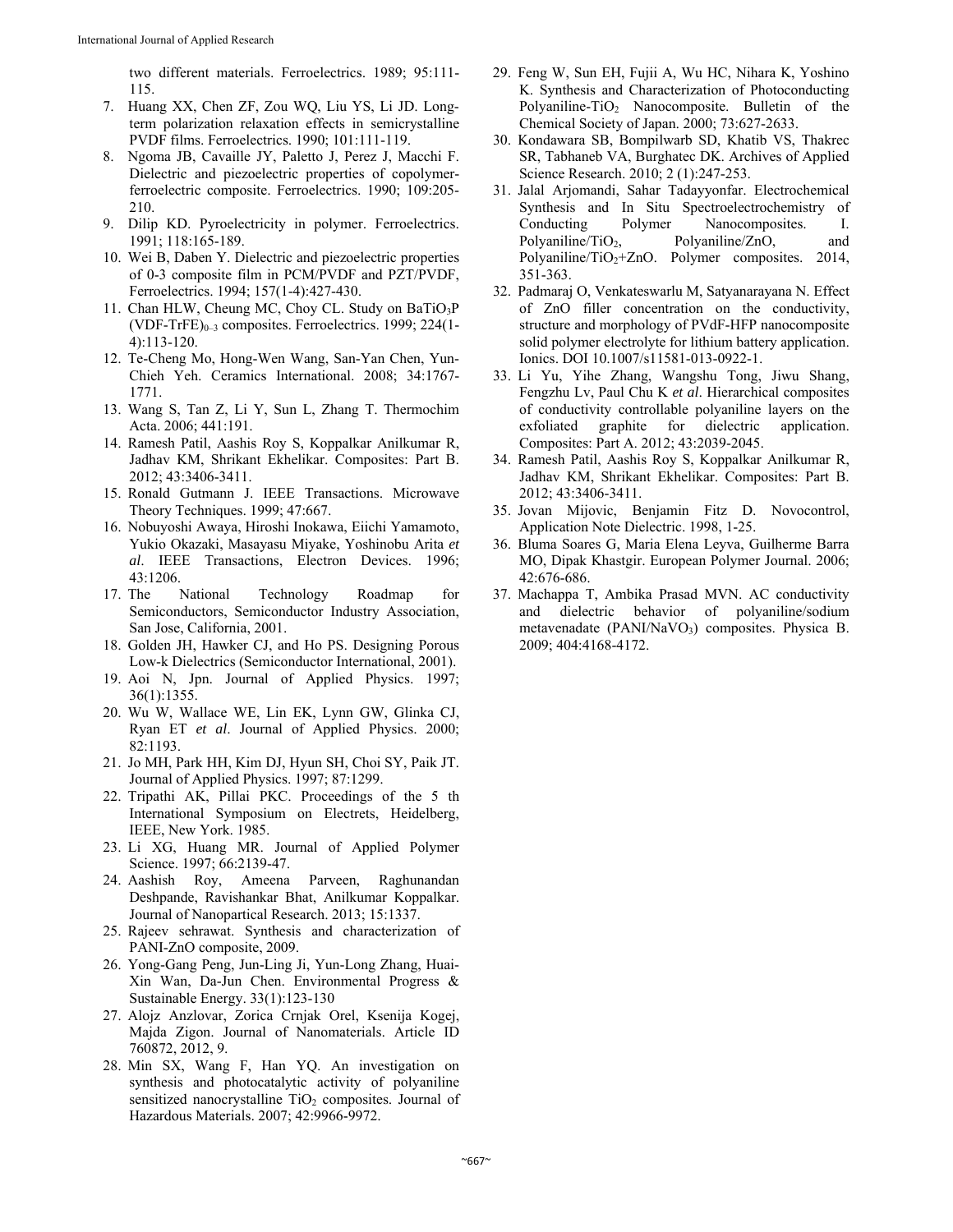two different materials. Ferroelectrics. 1989; 95:111-115.

7. Huang XX, Chen ZF, Zou WQ, Liu YS, Li JD. Long-term polarization relaxation effects in semicrystalline PVDF films. Ferroelectrics. 1990; 101:111-119.
8. Ngoma JB, Cavaille JY, Paletto J, Perez J, Macchi F. Dielectric and piezoelectric properties of copolymer-ferroelectric composite. Ferroelectrics. 1990; 109:205-210.
9. Dilip KD. Pyroelectricity in polymer. Ferroelectrics. 1991; 118:165-189.
10. Wei B, Daben Y. Dielectric and piezoelectric properties of 0-3 composite film in PCM/PVDF and PZT/PVDF, Ferroelectrics. 1994; 157(1-4):427-430.
11. Chan HLW, Cheung MC, Choy CL. Study on $BaTiO_3P$ $(VDF\text{-}TrFE)_{0\text{–}3}$ composites. Ferroelectrics. 1999; 224(1-4):113-120.
12. Te-Cheng Mo, Hong-Wen Wang, San-Yan Chen, Yun-Chieh Yeh. Ceramics International. 2008; 34:1767-1771.
13. Wang S, Tan Z, Li Y, Sun L, Zhang T. Thermochim Acta. 2006; 441:191.
14. Ramesh Patil, Aashis Roy S, Koppalkar Anilkumar R, Jadhav KM, Shrikant Ekhelikar. Composites: Part B. 2012; 43:3406-3411.
15. Ronald Gutmann J. IEEE Transactions. Microwave Theory Techniques. 1999; 47:667.
16. Nobuyoshi Awaya, Hiroshi Inokawa, Eiichi Yamamoto, Yukio Okazaki, Masayasu Miyake, Yoshinobu Arita *et al*. IEEE Transactions, Electron Devices. 1996; 43:1206.
17. The National Technology Roadmap for Semiconductors, Semiconductor Industry Association, San Jose, California, 2001.
18. Golden JH, Hawker CJ, and Ho PS. Designing Porous Low-k Dielectrics (Semiconductor International, 2001).
19. Aoi N, Jpn. Journal of Applied Physics. 1997; 36(1):1355.
20. Wu W, Wallace WE, Lin EK, Lynn GW, Glinka CJ, Ryan ET *et al*. Journal of Applied Physics. 2000; 82:1193.
21. Jo MH, Park HH, Kim DJ, Hyun SH, Choi SY, Paik JT. Journal of Applied Physics. 1997; 87:1299.
22. Tripathi AK, Pillai PKC. Proceedings of the 5 th International Symposium on Electrets, Heidelberg, IEEE, New York. 1985.
23. Li XG, Huang MR. Journal of Applied Polymer Science. 1997; 66:2139-47.
24. Aashish Roy, Ameena Parveen, Raghunandan Deshpande, Ravishankar Bhat, Anilkumar Koppalkar. Journal of Nanopartical Research. 2013; 15:1337.
25. Rajeev sehrawat. Synthesis and characterization of PANI-ZnO composite, 2009.
26. Yong-Gang Peng, Jun-Ling Ji, Yun-Long Zhang, Huai-Xin Wan, Da-Jun Chen. Environmental Progress & Sustainable Energy. 33(1):123-130
27. Alojz Anzlovar, Zorica Crnjak Orel, Ksenija Kogej, Majda Zigon. Journal of Nanomaterials. Article ID 760872, 2012, 9.
28. Min SX, Wang F, Han YQ. An investigation on synthesis and photocatalytic activity of polyaniline sensitized nanocrystalline $TiO_2$ composites. Journal of Hazardous Materials. 2007; 42:9966-9972.
29. Feng W, Sun EH, Fujii A, Wu HC, Nihara K, Yoshino K. Synthesis and Characterization of Photoconducting Polyaniline-$TiO_2$ Nanocomposite. Bulletin of the Chemical Society of Japan. 2000; 73:627-2633.
30. Kondawara SB, Bompilwarb SD, Khatib VS, Thakrec SR, Tabhaneb VA, Burghatec DK. Archives of Applied Science Research. 2010; 2 (1):247-253.
31. Jalal Arjomandi, Sahar Tadayyonfar. Electrochemical Synthesis and In Situ Spectroelectrochemistry of Conducting Polymer Nanocomposites. I. Polyaniline/$TiO_2$, Polyaniline/ZnO, and Polyaniline/$TiO_2$+ZnO. Polymer composites. 2014, 351-363.
32. Padmaraj O, Venkateswarlu M, Satyanarayana N. Effect of ZnO filler concentration on the conductivity, structure and morphology of PVdF-HFP nanocomposite solid polymer electrolyte for lithium battery application. Ionics. DOI 10.1007/s11581-013-0922-1.
33. Li Yu, Yihe Zhang, Wangshu Tong, Jiwu Shang, Fengzhu Lv, Paul Chu K *et al*. Hierarchical composites of conductivity controllable polyaniline layers on the exfoliated graphite for dielectric application. Composites: Part A. 2012; 43:2039-2045.
34. Ramesh Patil, Aashis Roy S, Koppalkar Anilkumar R, Jadhav KM, Shrikant Ekhelikar. Composites: Part B. 2012; 43:3406-3411.
35. Jovan Mijovic, Benjamin Fitz D. Novocontrol, Application Note Dielectric. 1998, 1-25.
36. Bluma Soares G, Maria Elena Leyva, Guilherme Barra MO, Dipak Khastgir. European Polymer Journal. 2006; 42:676-686.
37. Machappa T, Ambika Prasad MVN. AC conductivity and dielectric behavior of polyaniline/sodium metavenadate (PANI/$NaVO_3$) composites. Physica B. 2009; 404:4168-4172.